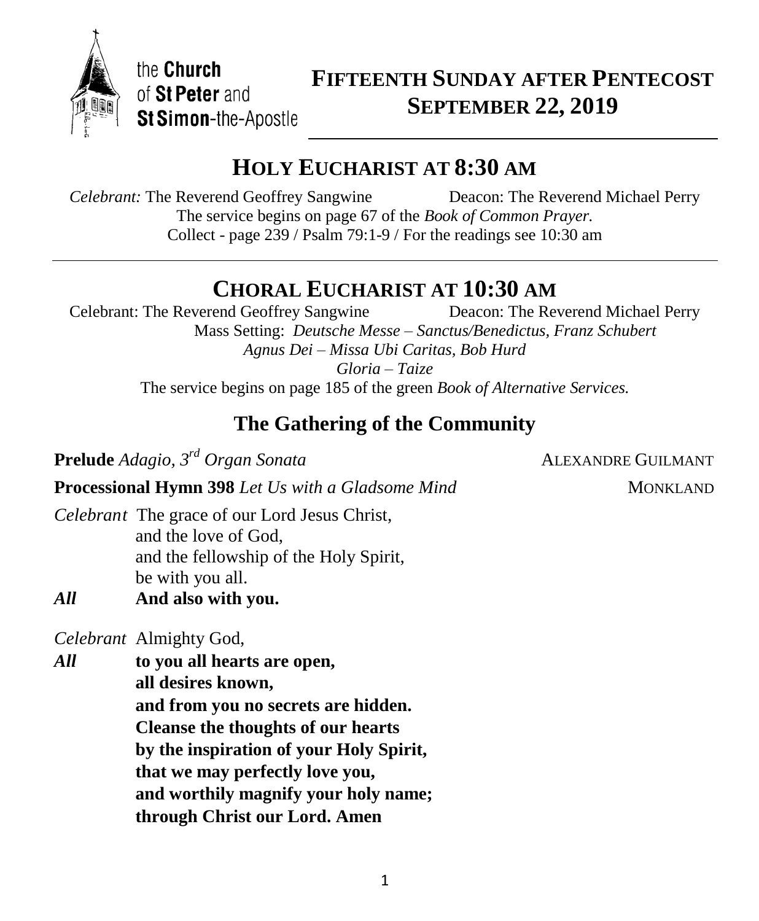the **Church**
of **St Peter** and
**St Simon**-the-Apostle

# FIFTEENTH SUNDAY AFTER PENTECOST
# SEPTEMBER 22, 2019

## HOLY EUCHARIST AT 8:30 AM

*Celebrant:* The Reverend Geoffrey Sangwine    Deacon: The Reverend Michael Perry
The service begins on page 67 of the *Book of Common Prayer.*
Collect - page 239 / Psalm 79:1-9 / For the readings see 10:30 am

## CHORAL EUCHARIST AT 10:30 AM

Celebrant: The Reverend Geoffrey Sangwine    Deacon: The Reverend Michael Perry
Mass Setting: *Deutsche Messe – Sanctus/Benedictus, Franz Schubert*
*Agnus Dei – Missa Ubi Caritas, Bob Hurd*
*Gloria – Taize*
The service begins on page 185 of the green *Book of Alternative Services.*

### The Gathering of the Community

**Prelude** *Adagio, 3rd Organ Sonata* ALEXANDRE GUILMANT

**Processional Hymn 398** *Let Us with a Gladsome Mind* MONKLAND

*Celebrant* The grace of our Lord Jesus Christ,
and the love of God,
and the fellowship of the Holy Spirit,
be with you all.

***All*** **And also with you.**

*Celebrant* Almighty God,

***All*** **to you all hearts are open,**
**all desires known,**
**and from you no secrets are hidden.**
**Cleanse the thoughts of our hearts**
**by the inspiration of your Holy Spirit,**
**that we may perfectly love you,**
**and worthily magnify your holy name;**
**through Christ our Lord. Amen**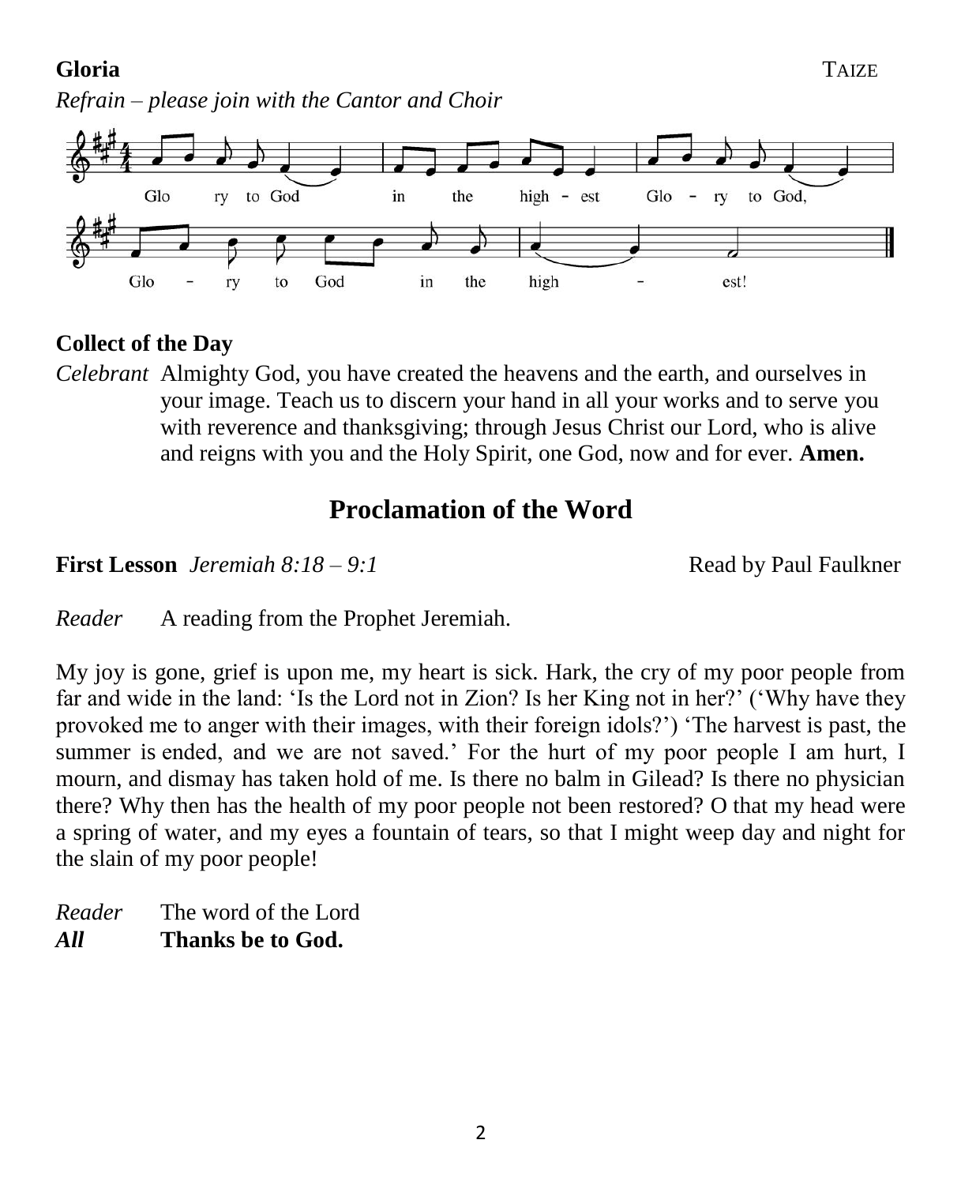**Gloria** TAIZE

*Refrain – please join with the Cantor and Choir*

Glo ry to God in the high - est Glo - ry to God,

Glo - ry to God in the high - est!

**Collect of the Day**

*Celebrant* Almighty God, you have created the heavens and the earth, and ourselves in your image. Teach us to discern your hand in all your works and to serve you with reverence and thanksgiving; through Jesus Christ our Lord, who is alive and reigns with you and the Holy Spirit, one God, now and for ever. **Amen.**

## Proclamation of the Word

**First Lesson** *Jeremiah 8:18 – 9:1* Read by Paul Faulkner

*Reader* A reading from the Prophet Jeremiah.

My joy is gone, grief is upon me, my heart is sick. Hark, the cry of my poor people from far and wide in the land: 'Is the Lord not in Zion? Is her King not in her?' ('Why have they provoked me to anger with their images, with their foreign idols?') 'The harvest is past, the summer is ended, and we are not saved.' For the hurt of my poor people I am hurt, I mourn, and dismay has taken hold of me. Is there no balm in Gilead? Is there no physician there? Why then has the health of my poor people not been restored? O that my head were a spring of water, and my eyes a fountain of tears, so that I might weep day and night for the slain of my poor people!

*Reader* The word of the Lord
***All*** **Thanks be to God.**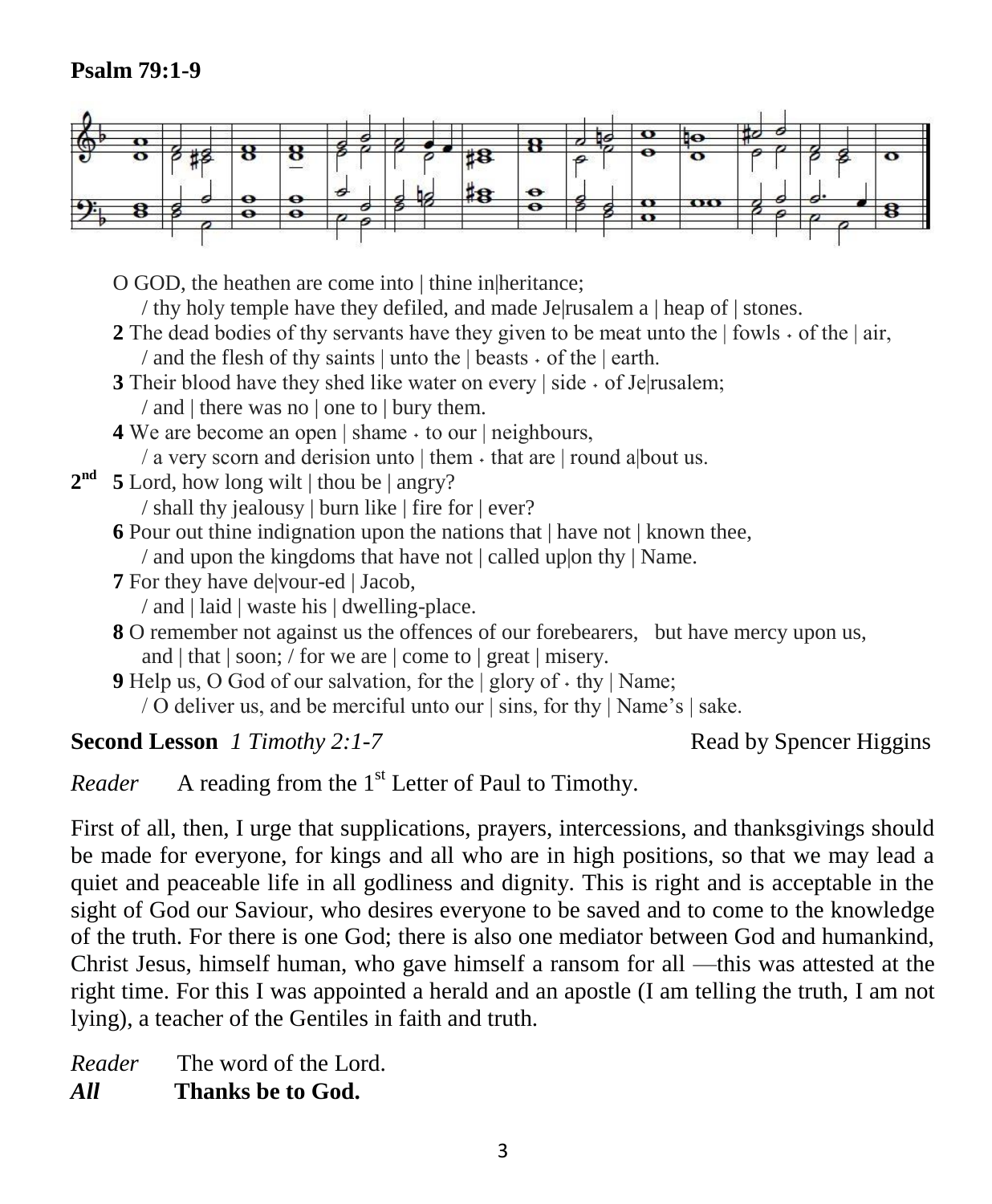**Psalm 79:1-9**

O GOD, the heathen are come into | thine in|heritance;
 / thy holy temple have they defiled, and made Je|rusalem a | heap of | stones.

**2** The dead bodies of thy servants have they given to be meat unto the | fowls ˖ of the | air,
 / and the flesh of thy saints | unto the | beasts ˖ of the | earth.

**3** Their blood have they shed like water on every | side ˖ of Je|rusalem;
 / and | there was no | one to | bury them.

**4** We are become an open | shame ˖ to our | neighbours,
 / a very scorn and derision unto | them ˖ that are | round a|bout us.

**2nd** **5** Lord, how long wilt | thou be | angry?
 / shall thy jealousy | burn like | fire for | ever?

**6** Pour out thine indignation upon the nations that | have not | known thee,
 / and upon the kingdoms that have not | called up|on thy | Name.

**7** For they have de|vour-ed | Jacob,
 / and | laid | waste his | dwelling-place.

**8** O remember not against us the offences of our forebearers, but have mercy upon us,
 and | that | soon; / for we are | come to | great | misery.

**9** Help us, O God of our salvation, for the | glory of ˖ thy | Name;
 / O deliver us, and be merciful unto our | sins, for thy | Name's | sake.

**Second Lesson** *1 Timothy 2:1-7* Read by Spencer Higgins

*Reader* A reading from the 1st Letter of Paul to Timothy.

First of all, then, I urge that supplications, prayers, intercessions, and thanksgivings should be made for everyone, for kings and all who are in high positions, so that we may lead a quiet and peaceable life in all godliness and dignity. This is right and is acceptable in the sight of God our Saviour, who desires everyone to be saved and to come to the knowledge of the truth. For there is one God; there is also one mediator between God and humankind, Christ Jesus, himself human, who gave himself a ransom for all —this was attested at the right time. For this I was appointed a herald and an apostle (I am telling the truth, I am not lying), a teacher of the Gentiles in faith and truth.

*Reader* The word of the Lord.
***All*** **Thanks be to God.**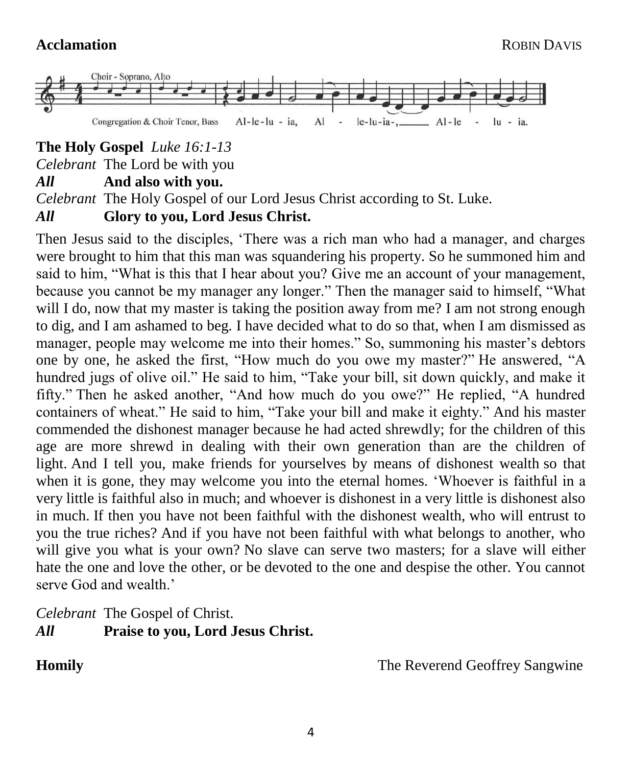**Acclamation** ROBIN DAVIS

Choir - Soprano, Alto

Congregation & Choir Tenor, Bass Al-le-lu - ia, Al - le-lu-ia-, Al-le - lu - ia.

**The Holy Gospel** *Luke 16:1-13*

*Celebrant* The Lord be with you

***All*** **And also with you.**

*Celebrant* The Holy Gospel of our Lord Jesus Christ according to St. Luke.

***All*** **Glory to you, Lord Jesus Christ.**

Then Jesus said to the disciples, 'There was a rich man who had a manager, and charges were brought to him that this man was squandering his property. So he summoned him and said to him, "What is this that I hear about you? Give me an account of your management, because you cannot be my manager any longer." Then the manager said to himself, "What will I do, now that my master is taking the position away from me? I am not strong enough to dig, and I am ashamed to beg. I have decided what to do so that, when I am dismissed as manager, people may welcome me into their homes." So, summoning his master's debtors one by one, he asked the first, "How much do you owe my master?" He answered, "A hundred jugs of olive oil." He said to him, "Take your bill, sit down quickly, and make it fifty." Then he asked another, "And how much do you owe?" He replied, "A hundred containers of wheat." He said to him, "Take your bill and make it eighty." And his master commended the dishonest manager because he had acted shrewdly; for the children of this age are more shrewd in dealing with their own generation than are the children of light. And I tell you, make friends for yourselves by means of dishonest wealth so that when it is gone, they may welcome you into the eternal homes. 'Whoever is faithful in a very little is faithful also in much; and whoever is dishonest in a very little is dishonest also in much. If then you have not been faithful with the dishonest wealth, who will entrust to you the true riches? And if you have not been faithful with what belongs to another, who will give you what is your own? No slave can serve two masters; for a slave will either hate the one and love the other, or be devoted to the one and despise the other. You cannot serve God and wealth.'

*Celebrant* The Gospel of Christ.

***All*** **Praise to you, Lord Jesus Christ.**

**Homily** The Reverend Geoffrey Sangwine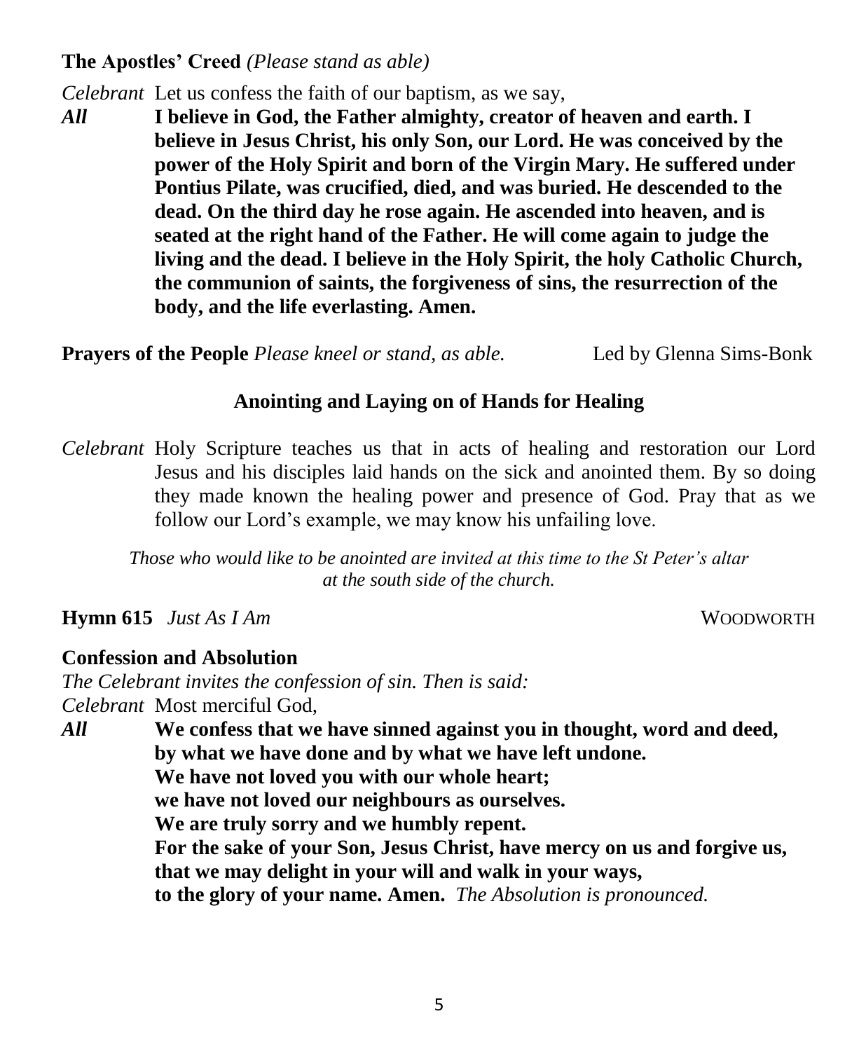**The Apostles' Creed** *(Please stand as able)*

*Celebrant* Let us confess the faith of our baptism, as we say,

***All*** **I believe in God, the Father almighty, creator of heaven and earth. I believe in Jesus Christ, his only Son, our Lord. He was conceived by the power of the Holy Spirit and born of the Virgin Mary. He suffered under Pontius Pilate, was crucified, died, and was buried. He descended to the dead. On the third day he rose again. He ascended into heaven, and is seated at the right hand of the Father. He will come again to judge the living and the dead. I believe in the Holy Spirit, the holy Catholic Church, the communion of saints, the forgiveness of sins, the resurrection of the body, and the life everlasting. Amen.**

**Prayers of the People** *Please kneel or stand, as able.* Led by Glenna Sims-Bonk

## Anointing and Laying on of Hands for Healing

*Celebrant* Holy Scripture teaches us that in acts of healing and restoration our Lord Jesus and his disciples laid hands on the sick and anointed them. By so doing they made known the healing power and presence of God. Pray that as we follow our Lord's example, we may know his unfailing love.

*Those who would like to be anointed are invited at this time to the St Peter's altar at the south side of the church.*

**Hymn 615** *Just As I Am* WOODWORTH

**Confession and Absolution**

*The Celebrant invites the confession of sin. Then is said:*

*Celebrant* Most merciful God,

***All*** **We confess that we have sinned against you in thought, word and deed,
by what we have done and by what we have left undone.
We have not loved you with our whole heart;
we have not loved our neighbours as ourselves.
We are truly sorry and we humbly repent.
For the sake of your Son, Jesus Christ, have mercy on us and forgive us,
that we may delight in your will and walk in your ways,
to the glory of your name. Amen.** *The Absolution is pronounced.*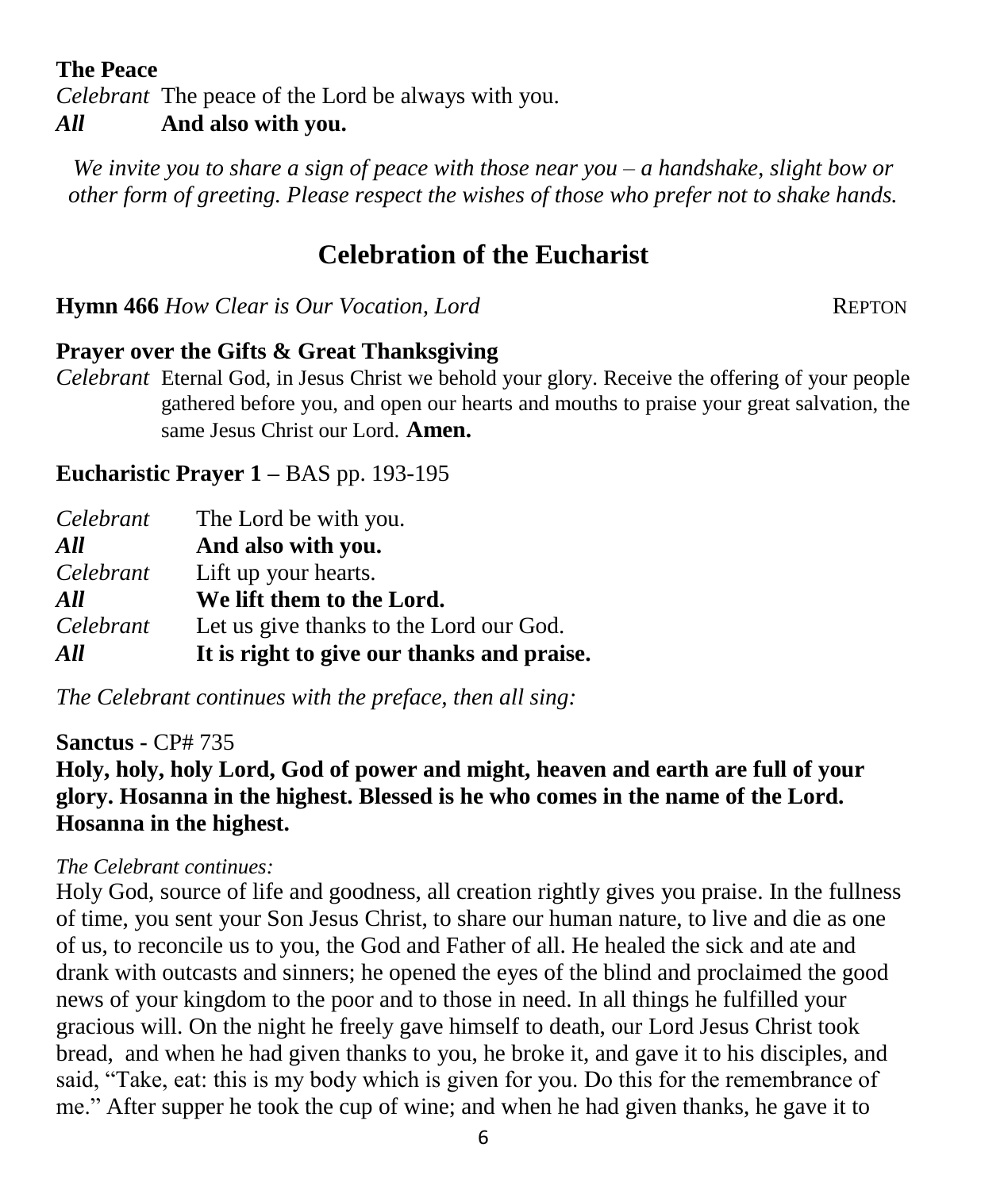**The Peace**

*Celebrant* The peace of the Lord be always with you.
***All*** **And also with you.**

*We invite you to share a sign of peace with those near you – a handshake, slight bow or other form of greeting. Please respect the wishes of those who prefer not to shake hands.*

## Celebration of the Eucharist

**Hymn 466** *How Clear is Our Vocation, Lord* REPTON

**Prayer over the Gifts & Great Thanksgiving**

*Celebrant* Eternal God, in Jesus Christ we behold your glory. Receive the offering of your people gathered before you, and open our hearts and mouths to praise your great salvation, the same Jesus Christ our Lord. **Amen.**

**Eucharistic Prayer 1 –** BAS pp. 193-195

*Celebrant* The Lord be with you.
***All*** **And also with you.**
*Celebrant* Lift up your hearts.
***All*** **We lift them to the Lord.**
*Celebrant* Let us give thanks to the Lord our God.
***All*** **It is right to give our thanks and praise.**

*The Celebrant continues with the preface, then all sing:*

**Sanctus -** CP# 735
**Holy, holy, holy Lord, God of power and might, heaven and earth are full of your glory. Hosanna in the highest. Blessed is he who comes in the name of the Lord. Hosanna in the highest.**

*The Celebrant continues:*
Holy God, source of life and goodness, all creation rightly gives you praise. In the fullness of time, you sent your Son Jesus Christ, to share our human nature, to live and die as one of us, to reconcile us to you, the God and Father of all. He healed the sick and ate and drank with outcasts and sinners; he opened the eyes of the blind and proclaimed the good news of your kingdom to the poor and to those in need. In all things he fulfilled your gracious will. On the night he freely gave himself to death, our Lord Jesus Christ took bread, and when he had given thanks to you, he broke it, and gave it to his disciples, and said, "Take, eat: this is my body which is given for you. Do this for the remembrance of me." After supper he took the cup of wine; and when he had given thanks, he gave it to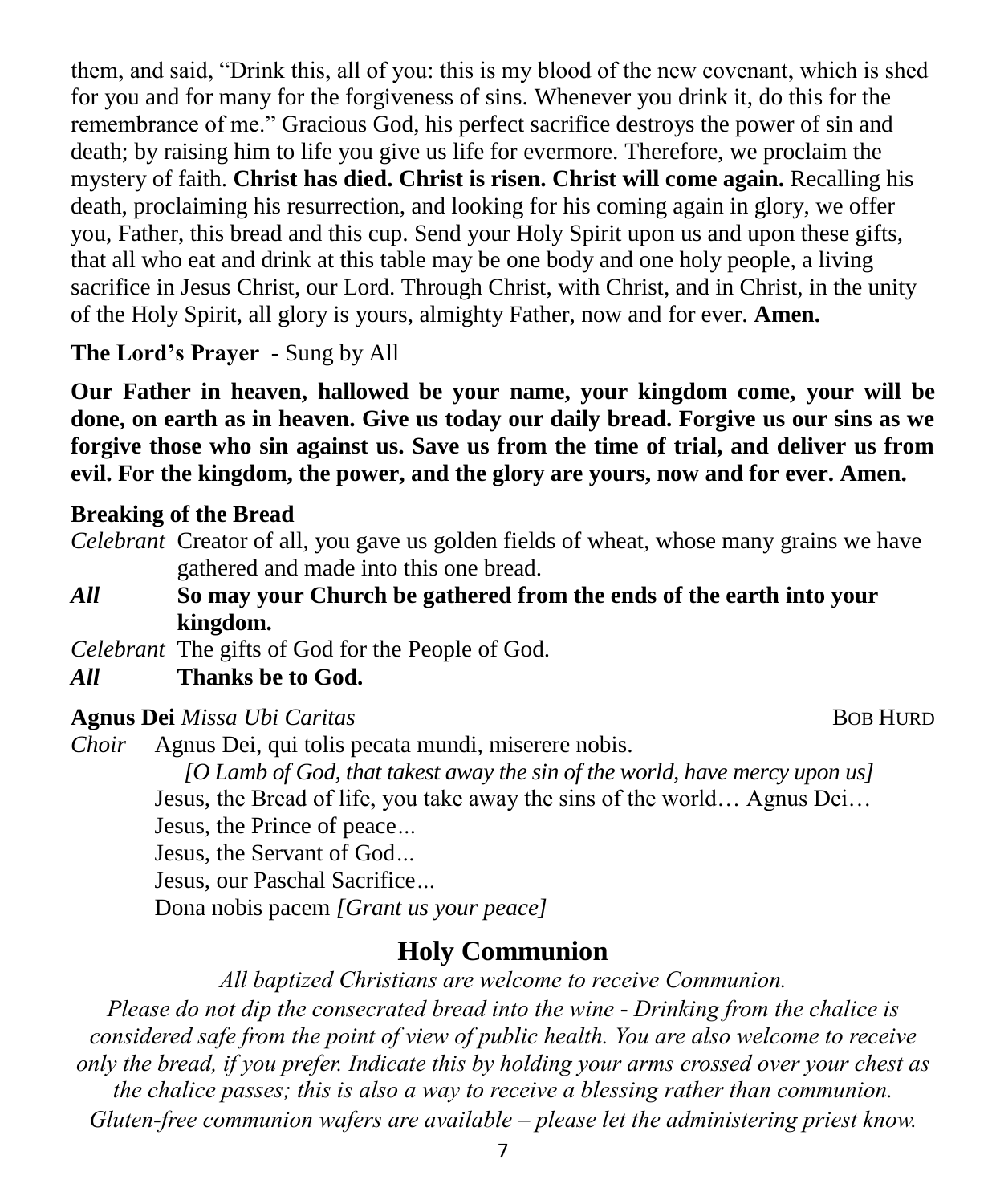them, and said, "Drink this, all of you: this is my blood of the new covenant, which is shed for you and for many for the forgiveness of sins. Whenever you drink it, do this for the remembrance of me." Gracious God, his perfect sacrifice destroys the power of sin and death; by raising him to life you give us life for evermore. Therefore, we proclaim the mystery of faith. **Christ has died. Christ is risen. Christ will come again.** Recalling his death, proclaiming his resurrection, and looking for his coming again in glory, we offer you, Father, this bread and this cup. Send your Holy Spirit upon us and upon these gifts, that all who eat and drink at this table may be one body and one holy people, a living sacrifice in Jesus Christ, our Lord. Through Christ, with Christ, and in Christ, in the unity of the Holy Spirit, all glory is yours, almighty Father, now and for ever. **Amen.**

**The Lord's Prayer** - Sung by All

**Our Father in heaven, hallowed be your name, your kingdom come, your will be done, on earth as in heaven. Give us today our daily bread. Forgive us our sins as we forgive those who sin against us. Save us from the time of trial, and deliver us from evil. For the kingdom, the power, and the glory are yours, now and for ever. Amen.**

**Breaking of the Bread**

*Celebrant* Creator of all, you gave us golden fields of wheat, whose many grains we have gathered and made into this one bread.

***All*** **So may your Church be gathered from the ends of the earth into your kingdom.**

*Celebrant* The gifts of God for the People of God.

***All*** **Thanks be to God.**

**Agnus Dei** *Missa Ubi Caritas* BOB HURD

*Choir* Agnus Dei, qui tolis pecata mundi, miserere nobis.

*[O Lamb of God, that takest away the sin of the world, have mercy upon us]*

Jesus, the Bread of life, you take away the sins of the world… Agnus Dei…

Jesus, the Prince of peace...

Jesus, the Servant of God...

Jesus, our Paschal Sacrifice...

Dona nobis pacem *[Grant us your peace]*

## Holy Communion

*All baptized Christians are welcome to receive Communion.*

*Please do not dip the consecrated bread into the wine - Drinking from the chalice is considered safe from the point of view of public health. You are also welcome to receive only the bread, if you prefer. Indicate this by holding your arms crossed over your chest as the chalice passes; this is also a way to receive a blessing rather than communion. Gluten-free communion wafers are available – please let the administering priest know.*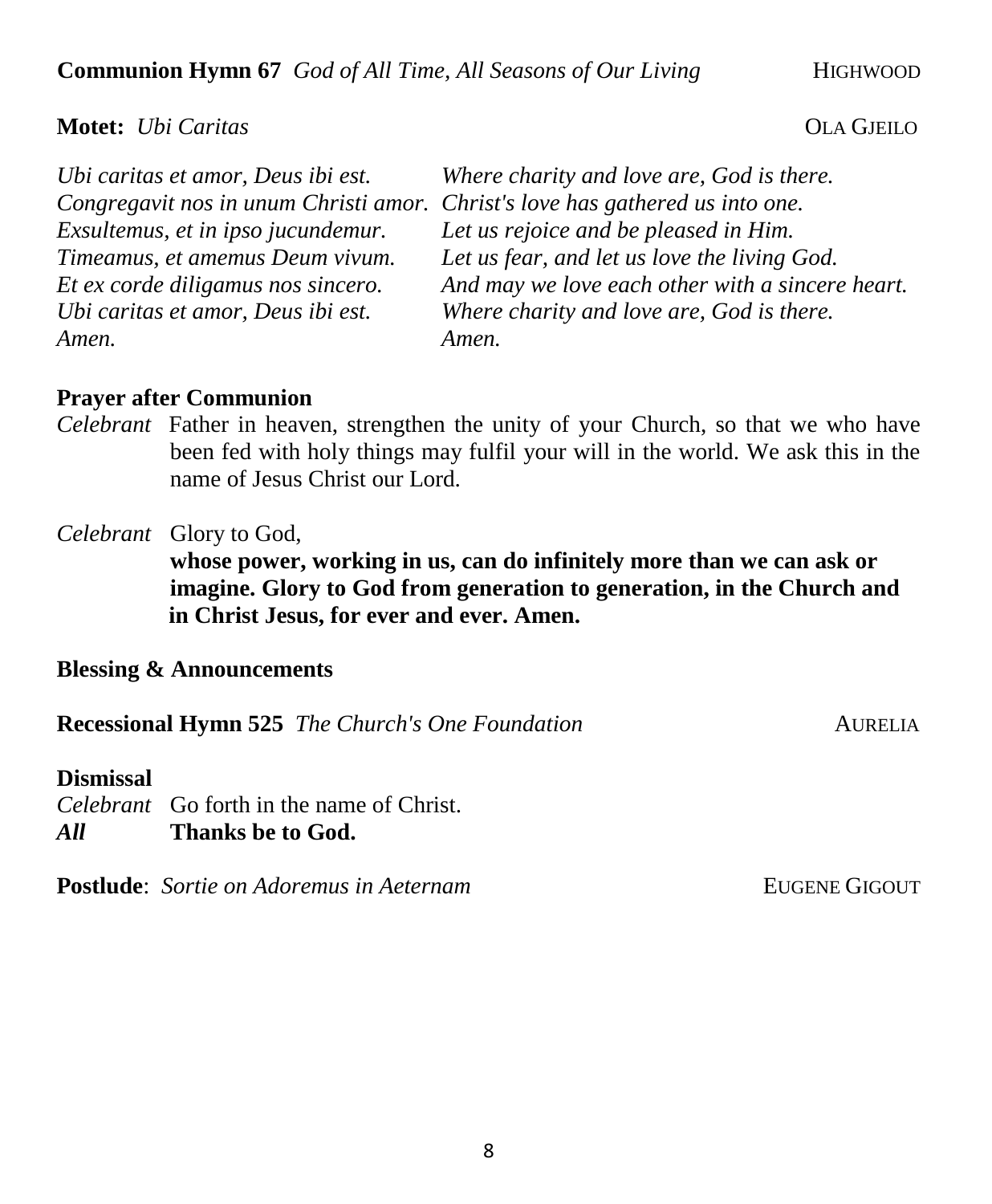**Communion Hymn 67** *God of All Time, All Seasons of Our Living* HIGHWOOD

**Motet:** *Ubi Caritas* OLA GJEILO

| | |
|---|---|
| *Ubi caritas et amor, Deus ibi est.* | *Where charity and love are, God is there.* |
| *Congregavit nos in unum Christi amor.* | *Christ's love has gathered us into one.* |
| *Exsultemus, et in ipso jucundemur.* | *Let us rejoice and be pleased in Him.* |
| *Timeamus, et amemus Deum vivum.* | *Let us fear, and let us love the living God.* |
| *Et ex corde diligamus nos sincero.* | *And may we love each other with a sincere heart.* |
| *Ubi caritas et amor, Deus ibi est.* | *Where charity and love are, God is there.* |
| *Amen.* | *Amen.* |

**Prayer after Communion**

*Celebrant* Father in heaven, strengthen the unity of your Church, so that we who have been fed with holy things may fulfil your will in the world. We ask this in the name of Jesus Christ our Lord.

*Celebrant* Glory to God,
**whose power, working in us, can do infinitely more than we can ask or imagine. Glory to God from generation to generation, in the Church and in Christ Jesus, for ever and ever. Amen.**

**Blessing & Announcements**

**Recessional Hymn 525** *The Church's One Foundation* AURELIA

**Dismissal**

*Celebrant* Go forth in the name of Christ.
***All*** **Thanks be to God.**

**Postlude**: *Sortie on Adoremus in Aeternam* EUGENE GIGOUT